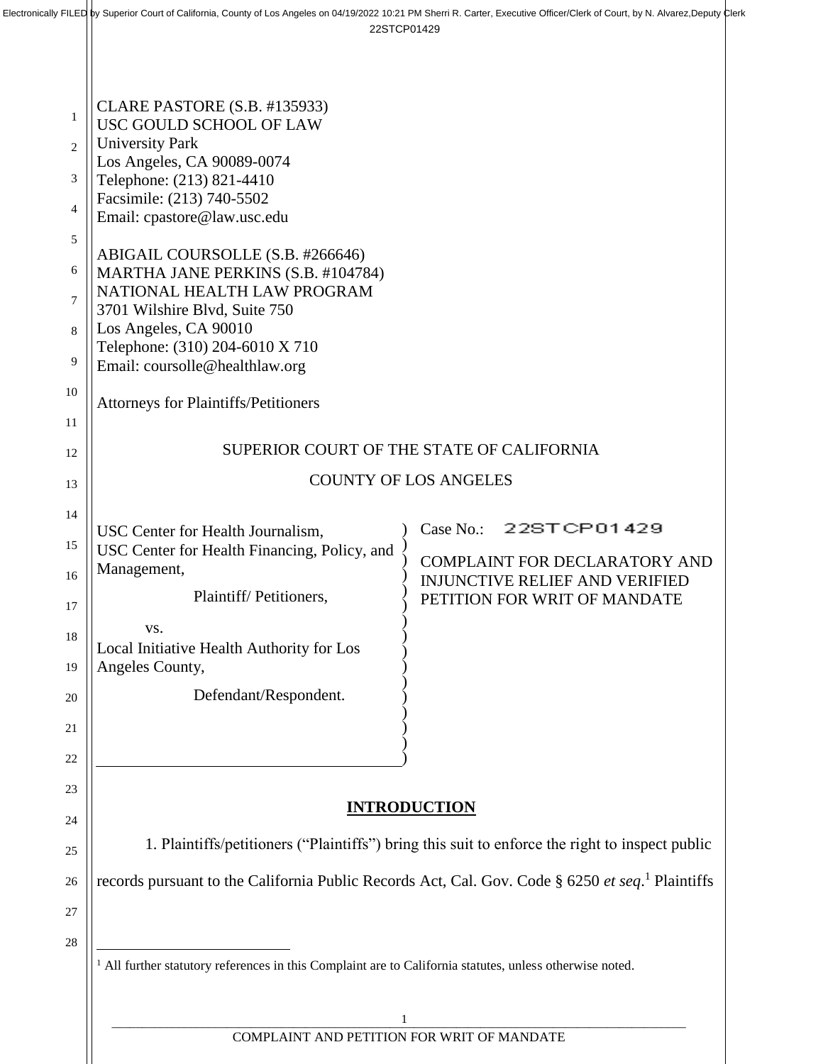Electronically FILED by Superior Court of California, County of Los Angeles on 04/19/2022 10:21 PM Sherri R. Carter, Executive Officer/Clerk of Court, by N. Alvarez,Deputy Clerk

22STCP01429

CLARE PASTORE (S.B. #135933)
USC GOULD SCHOOL OF LAW
University Park
Los Angeles, CA 90089-0074
Telephone: (213) 821-4410
Facsimile: (213) 740-5502
Email: cpastore@law.usc.edu

ABIGAIL COURSOLLE (S.B. #266646)
MARTHA JANE PERKINS (S.B. #104784)
NATIONAL HEALTH LAW PROGRAM
3701 Wilshire Blvd, Suite 750
Los Angeles, CA 90010
Telephone: (310) 204-6010 X 710
Email: coursolle@healthlaw.org

Attorneys for Plaintiffs/Petitioners

SUPERIOR COURT OF THE STATE OF CALIFORNIA

COUNTY OF LOS ANGELES

| | |
|---|---|
| USC Center for Health Journalism, USC Center for Health Financing, Policy, and Management,<br><br>Plaintiff/ Petitioners,<br><br>vs.<br><br>Local Initiative Health Authority for Los Angeles County,<br><br>Defendant/Respondent. | Case No.: 22STCP01429<br><br>COMPLAINT FOR DECLARATORY AND INJUNCTIVE RELIEF AND VERIFIED PETITION FOR WRIT OF MANDATE |

## INTRODUCTION

1. Plaintiffs/petitioners ("Plaintiffs") bring this suit to enforce the right to inspect public records pursuant to the California Public Records Act, Cal. Gov. Code § 6250 *et seq*.[1] Plaintiffs

[1] All further statutory references in this Complaint are to California statutes, unless otherwise noted.

COMPLAINT AND PETITION FOR WRIT OF MANDATE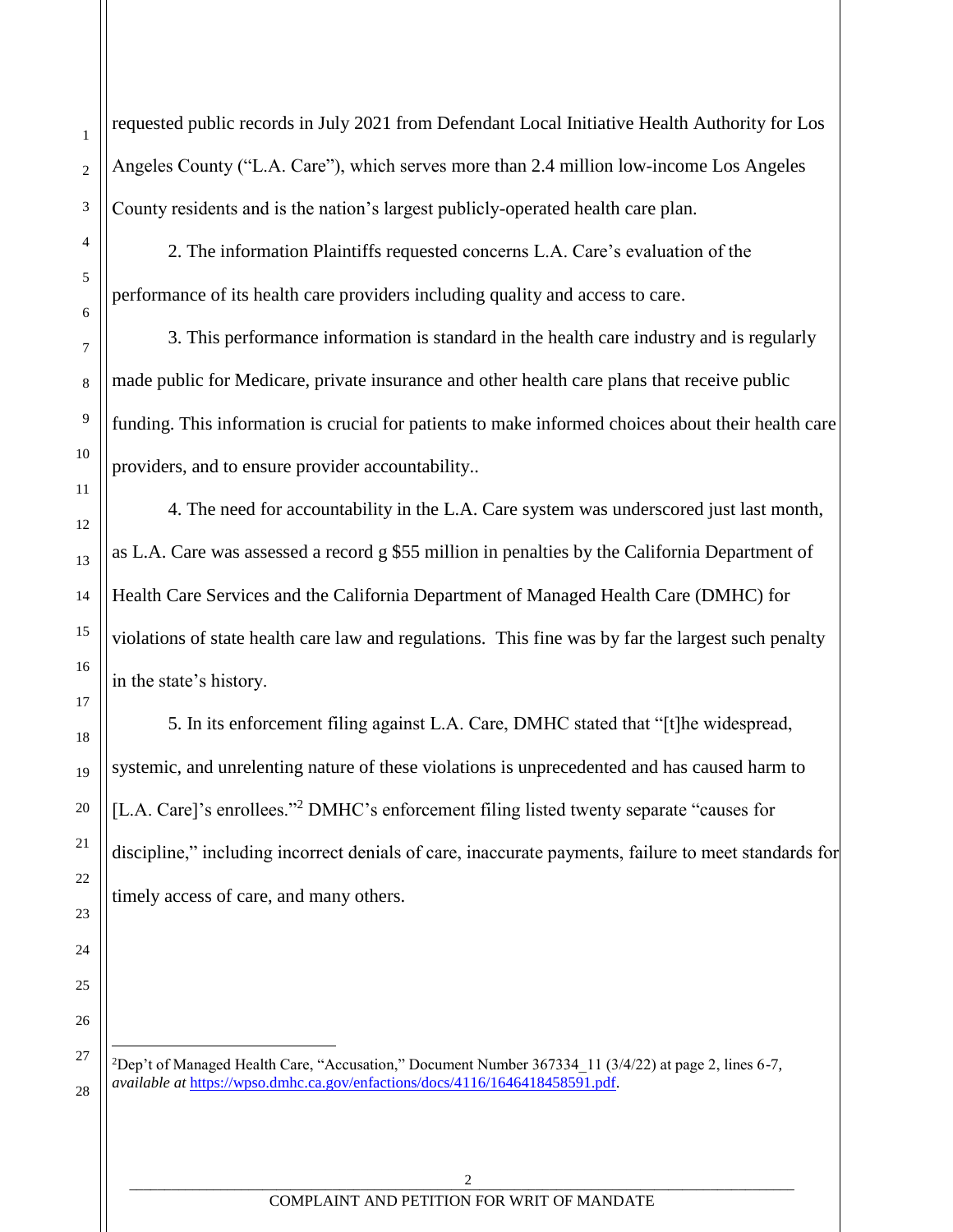requested public records in July 2021 from Defendant Local Initiative Health Authority for Los Angeles County ("L.A. Care"), which serves more than 2.4 million low-income Los Angeles County residents and is the nation's largest publicly-operated health care plan.

2. The information Plaintiffs requested concerns L.A. Care's evaluation of the performance of its health care providers including quality and access to care.

3. This performance information is standard in the health care industry and is regularly made public for Medicare, private insurance and other health care plans that receive public funding. This information is crucial for patients to make informed choices about their health care providers, and to ensure provider accountability..

4. The need for accountability in the L.A. Care system was underscored just last month, as L.A. Care was assessed a record g $55 million in penalties by the California Department of Health Care Services and the California Department of Managed Health Care (DMHC) for violations of state health care law and regulations. This fine was by far the largest such penalty in the state's history.

5. In its enforcement filing against L.A. Care, DMHC stated that "[t]he widespread, systemic, and unrelenting nature of these violations is unprecedented and has caused harm to [L.A. Care]'s enrollees."[2] DMHC's enforcement filing listed twenty separate "causes for discipline," including incorrect denials of care, inaccurate payments, failure to meet standards for timely access of care, and many others.

---

[2]Dep't of Managed Health Care, "Accusation," Document Number 367334_11 (3/4/22) at page 2, lines 6-7, *available at* https://wpso.dmhc.ca.gov/enfactions/docs/4116/1646418458591.pdf.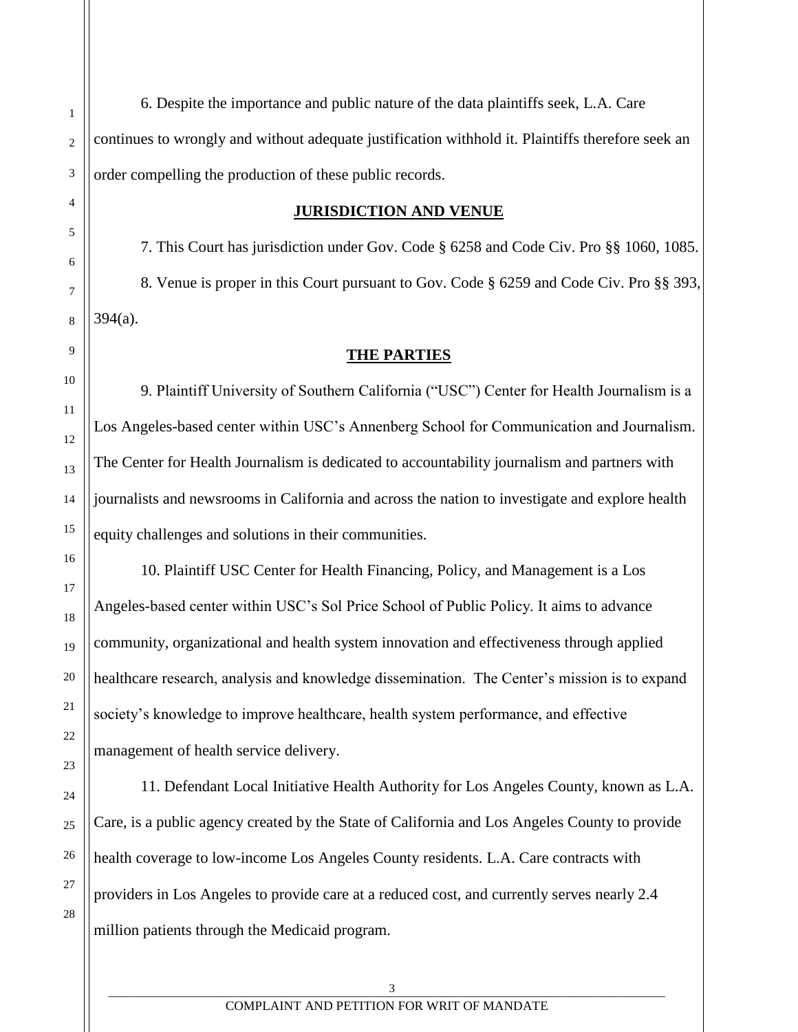6. Despite the importance and public nature of the data plaintiffs seek, L.A. Care continues to wrongly and without adequate justification withhold it. Plaintiffs therefore seek an order compelling the production of these public records.

## JURISDICTION AND VENUE

7. This Court has jurisdiction under Gov. Code § 6258 and Code Civ. Pro §§ 1060, 1085.

8. Venue is proper in this Court pursuant to Gov. Code § 6259 and Code Civ. Pro §§ 393, 394(a).

## THE PARTIES

9. Plaintiff University of Southern California ("USC") Center for Health Journalism is a Los Angeles-based center within USC's Annenberg School for Communication and Journalism. The Center for Health Journalism is dedicated to accountability journalism and partners with journalists and newsrooms in California and across the nation to investigate and explore health equity challenges and solutions in their communities.

10. Plaintiff USC Center for Health Financing, Policy, and Management is a Los Angeles-based center within USC's Sol Price School of Public Policy. It aims to advance community, organizational and health system innovation and effectiveness through applied healthcare research, analysis and knowledge dissemination. The Center's mission is to expand society's knowledge to improve healthcare, health system performance, and effective management of health service delivery.

11. Defendant Local Initiative Health Authority for Los Angeles County, known as L.A. Care, is a public agency created by the State of California and Los Angeles County to provide health coverage to low-income Los Angeles County residents. L.A. Care contracts with providers in Los Angeles to provide care at a reduced cost, and currently serves nearly 2.4 million patients through the Medicaid program.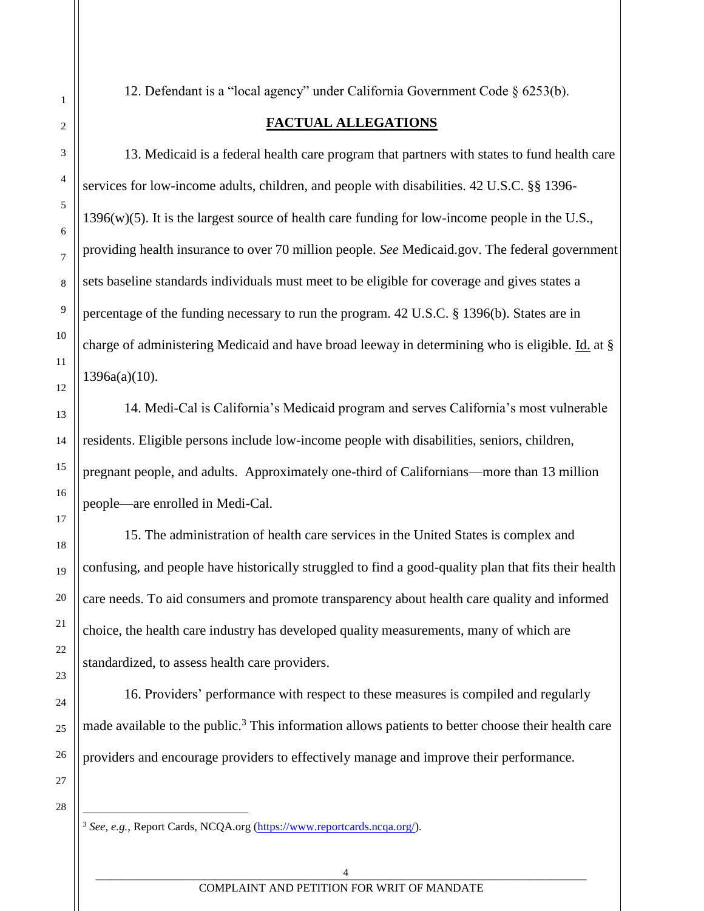12. Defendant is a "local agency" under California Government Code § 6253(b).

## FACTUAL ALLEGATIONS

13. Medicaid is a federal health care program that partners with states to fund health care services for low-income adults, children, and people with disabilities. 42 U.S.C. §§ 1396-1396(w)(5). It is the largest source of health care funding for low-income people in the U.S., providing health insurance to over 70 million people. *See* Medicaid.gov. The federal government sets baseline standards individuals must meet to be eligible for coverage and gives states a percentage of the funding necessary to run the program. 42 U.S.C. § 1396(b). States are in charge of administering Medicaid and have broad leeway in determining who is eligible. Id. at § 1396a(a)(10).

14. Medi-Cal is California's Medicaid program and serves California's most vulnerable residents. Eligible persons include low-income people with disabilities, seniors, children, pregnant people, and adults. Approximately one-third of Californians—more than 13 million people—are enrolled in Medi-Cal.

15. The administration of health care services in the United States is complex and confusing, and people have historically struggled to find a good-quality plan that fits their health care needs. To aid consumers and promote transparency about health care quality and informed choice, the health care industry has developed quality measurements, many of which are standardized, to assess health care providers.

16. Providers' performance with respect to these measures is compiled and regularly made available to the public.[3] This information allows patients to better choose their health care providers and encourage providers to effectively manage and improve their performance.

---

[3] *See, e.g.*, Report Cards, NCQA.org (https://www.reportcards.ncqa.org/).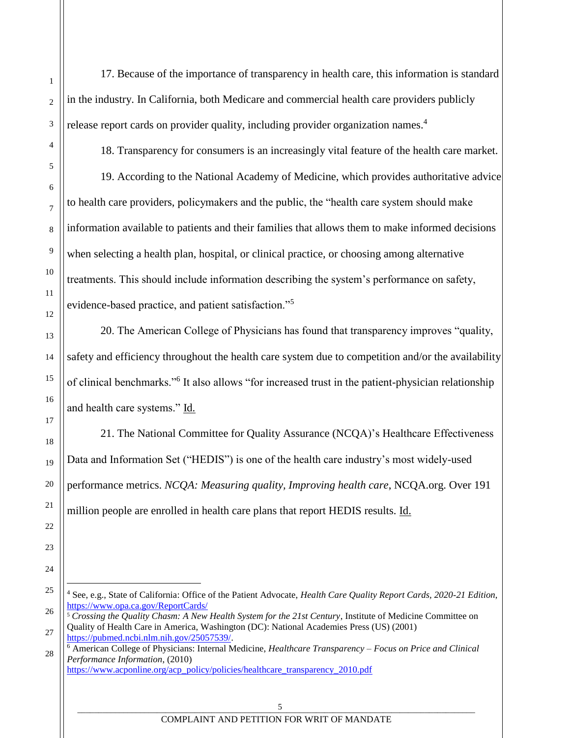17. Because of the importance of transparency in health care, this information is standard in the industry. In California, both Medicare and commercial health care providers publicly release report cards on provider quality, including provider organization names.[4]

18. Transparency for consumers is an increasingly vital feature of the health care market.

19. According to the National Academy of Medicine, which provides authoritative advice to health care providers, policymakers and the public, the "health care system should make information available to patients and their families that allows them to make informed decisions when selecting a health plan, hospital, or clinical practice, or choosing among alternative treatments. This should include information describing the system's performance on safety, evidence-based practice, and patient satisfaction."[5]

20. The American College of Physicians has found that transparency improves "quality, safety and efficiency throughout the health care system due to competition and/or the availability of clinical benchmarks."[6] It also allows "for increased trust in the patient-physician relationship and health care systems." Id.

21. The National Committee for Quality Assurance (NCQA)'s Healthcare Effectiveness Data and Information Set ("HEDIS") is one of the health care industry's most widely-used performance metrics. *NCQA: Measuring quality, Improving health care*, NCQA.org. Over 191 million people are enrolled in health care plans that report HEDIS results. Id.

---

[4] See, e.g., State of California: Office of the Patient Advocate, *Health Care Quality Report Cards, 2020-21 Edition*, https://www.opa.ca.gov/ReportCards/

[5] *Crossing the Quality Chasm: A New Health System for the 21st Century*, Institute of Medicine Committee on Quality of Health Care in America, Washington (DC): National Academies Press (US) (2001) https://pubmed.ncbi.nlm.nih.gov/25057539/.

[6] American College of Physicians: Internal Medicine, *Healthcare Transparency – Focus on Price and Clinical Performance Information*, (2010) https://www.acponline.org/acp_policy/policies/healthcare_transparency_2010.pdf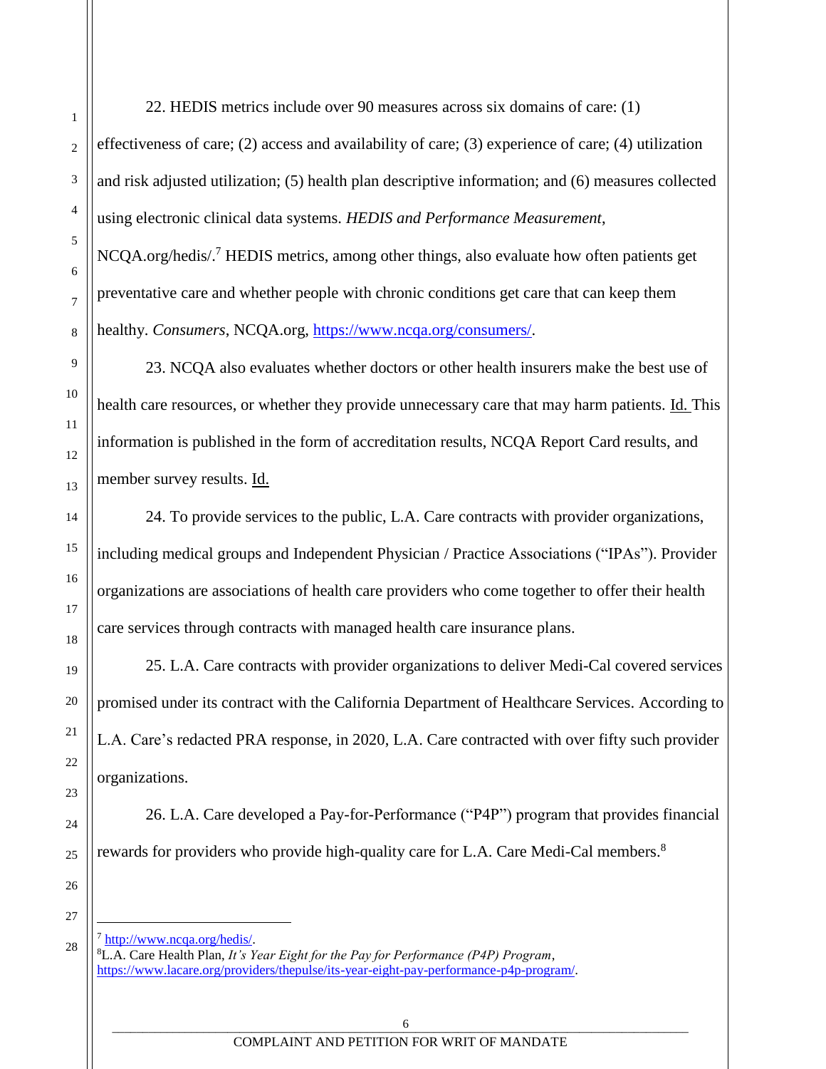22. HEDIS metrics include over 90 measures across six domains of care: (1) effectiveness of care; (2) access and availability of care; (3) experience of care; (4) utilization and risk adjusted utilization; (5) health plan descriptive information; and (6) measures collected using electronic clinical data systems. *HEDIS and Performance Measurement*, NCQA.org/hedis/.[7] HEDIS metrics, among other things, also evaluate how often patients get preventative care and whether people with chronic conditions get care that can keep them healthy. *Consumers*, NCQA.org, https://www.ncqa.org/consumers/.

23. NCQA also evaluates whether doctors or other health insurers make the best use of health care resources, or whether they provide unnecessary care that may harm patients. Id. This information is published in the form of accreditation results, NCQA Report Card results, and member survey results. Id.

24. To provide services to the public, L.A. Care contracts with provider organizations, including medical groups and Independent Physician / Practice Associations ("IPAs"). Provider organizations are associations of health care providers who come together to offer their health care services through contracts with managed health care insurance plans.

25. L.A. Care contracts with provider organizations to deliver Medi-Cal covered services promised under its contract with the California Department of Healthcare Services. According to L.A. Care's redacted PRA response, in 2020, L.A. Care contracted with over fifty such provider organizations.

26. L.A. Care developed a Pay-for-Performance ("P4P") program that provides financial rewards for providers who provide high-quality care for L.A. Care Medi-Cal members.[8]

---

[7] http://www.ncqa.org/hedis/.

[8] L.A. Care Health Plan, *It's Year Eight for the Pay for Performance (P4P) Program*, https://www.lacare.org/providers/thepulse/its-year-eight-pay-performance-p4p-program/.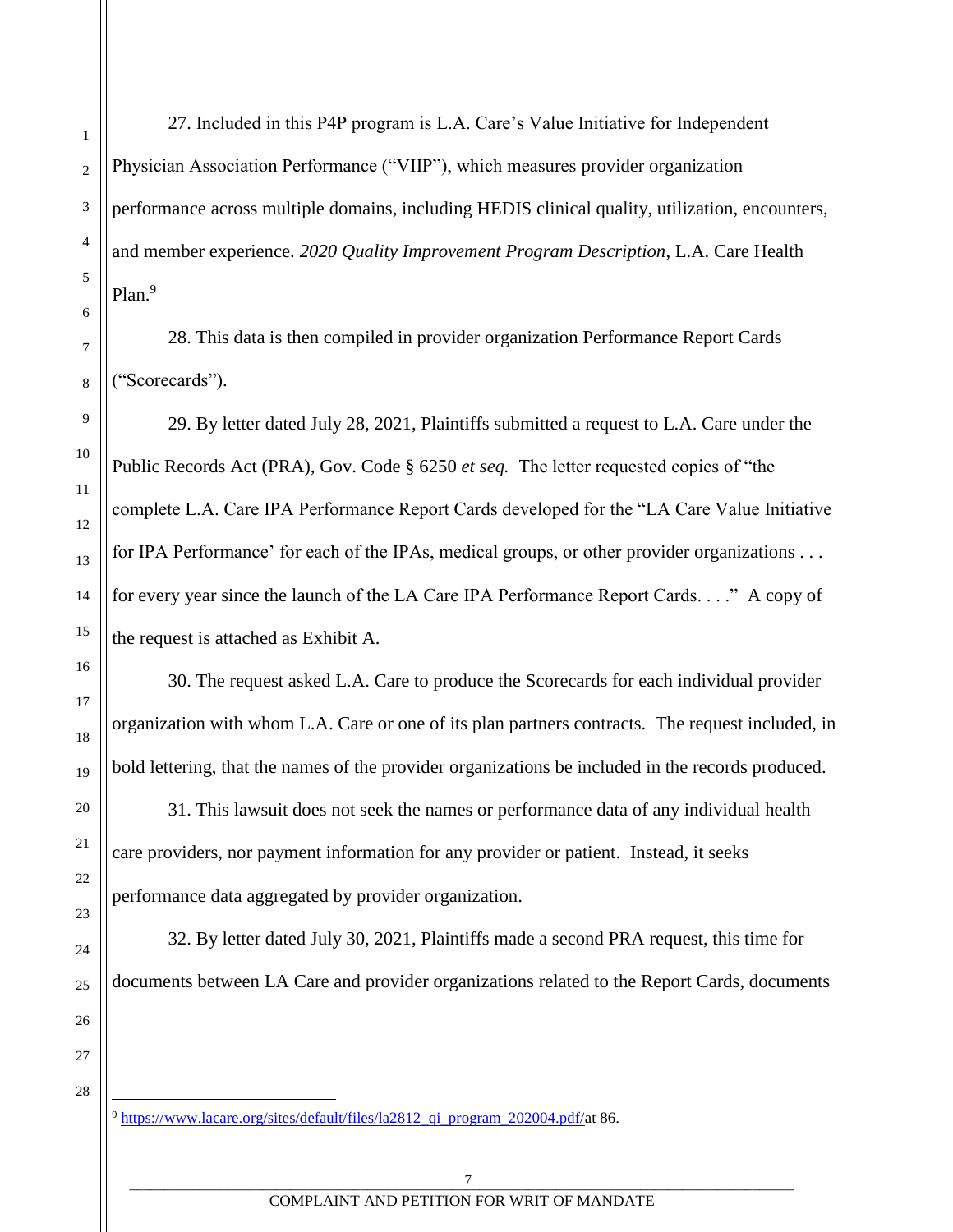27. Included in this P4P program is L.A. Care's Value Initiative for Independent Physician Association Performance ("VIIP"), which measures provider organization performance across multiple domains, including HEDIS clinical quality, utilization, encounters, and member experience. *2020 Quality Improvement Program Description*, L.A. Care Health Plan.[9]

28. This data is then compiled in provider organization Performance Report Cards ("Scorecards").

29. By letter dated July 28, 2021, Plaintiffs submitted a request to L.A. Care under the Public Records Act (PRA), Gov. Code § 6250 *et seq.* The letter requested copies of "the complete L.A. Care IPA Performance Report Cards developed for the "LA Care Value Initiative for IPA Performance' for each of the IPAs, medical groups, or other provider organizations . . . for every year since the launch of the LA Care IPA Performance Report Cards. . . ." A copy of the request is attached as Exhibit A.

30. The request asked L.A. Care to produce the Scorecards for each individual provider organization with whom L.A. Care or one of its plan partners contracts. The request included, in bold lettering, that the names of the provider organizations be included in the records produced.

31. This lawsuit does not seek the names or performance data of any individual health care providers, nor payment information for any provider or patient. Instead, it seeks performance data aggregated by provider organization.

32. By letter dated July 30, 2021, Plaintiffs made a second PRA request, this time for documents between LA Care and provider organizations related to the Report Cards, documents

---

[9] https://www.lacare.org/sites/default/files/la2812_qi_program_202004.pdf/at 86.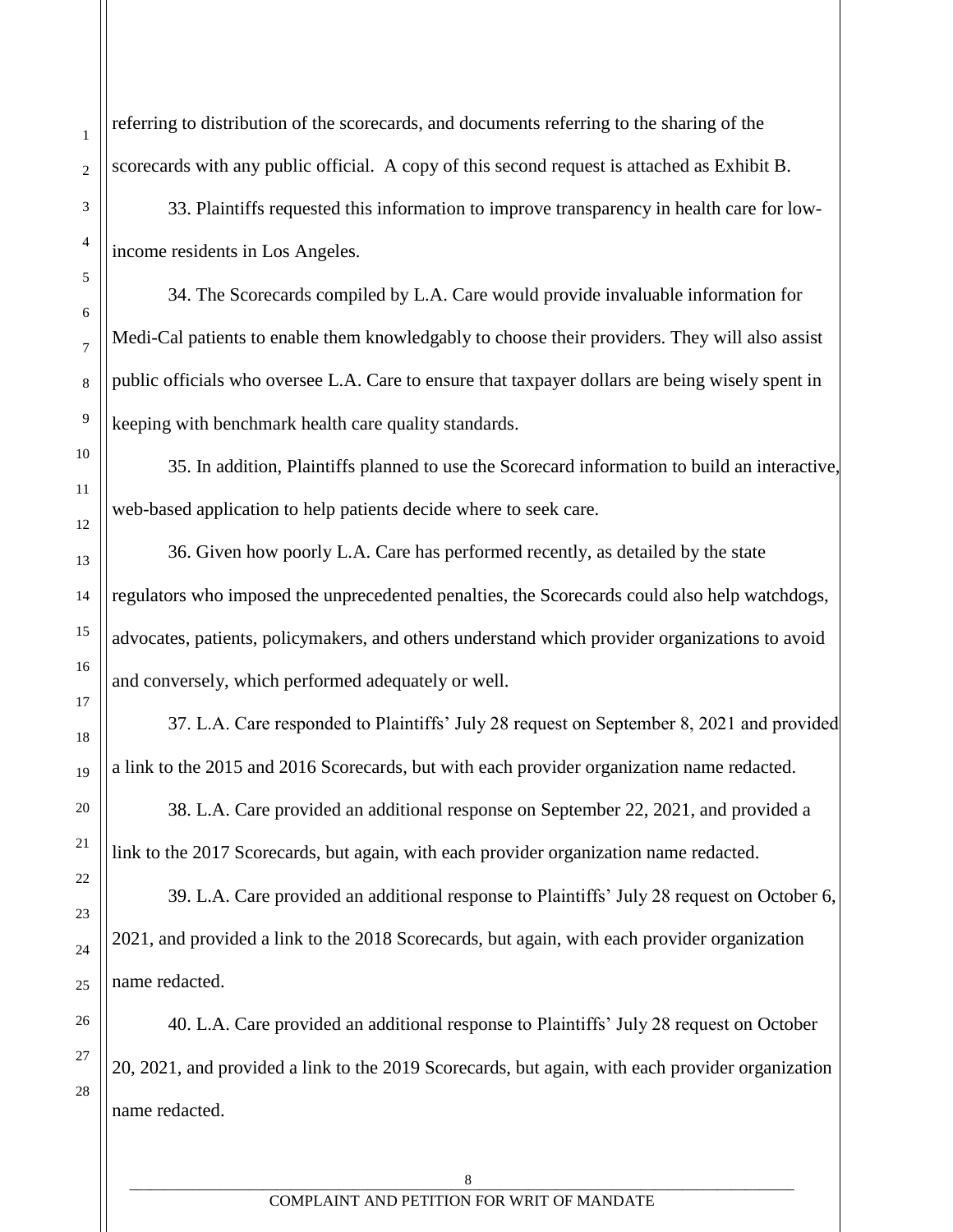referring to distribution of the scorecards, and documents referring to the sharing of the scorecards with any public official. A copy of this second request is attached as Exhibit B.

33. Plaintiffs requested this information to improve transparency in health care for low-income residents in Los Angeles.

34. The Scorecards compiled by L.A. Care would provide invaluable information for Medi-Cal patients to enable them knowledgably to choose their providers. They will also assist public officials who oversee L.A. Care to ensure that taxpayer dollars are being wisely spent in keeping with benchmark health care quality standards.

35. In addition, Plaintiffs planned to use the Scorecard information to build an interactive, web-based application to help patients decide where to seek care.

36. Given how poorly L.A. Care has performed recently, as detailed by the state regulators who imposed the unprecedented penalties, the Scorecards could also help watchdogs, advocates, patients, policymakers, and others understand which provider organizations to avoid and conversely, which performed adequately or well.

37. L.A. Care responded to Plaintiffs' July 28 request on September 8, 2021 and provided a link to the 2015 and 2016 Scorecards, but with each provider organization name redacted.

38. L.A. Care provided an additional response on September 22, 2021, and provided a link to the 2017 Scorecards, but again, with each provider organization name redacted.

39. L.A. Care provided an additional response to Plaintiffs' July 28 request on October 6, 2021, and provided a link to the 2018 Scorecards, but again, with each provider organization name redacted.

40. L.A. Care provided an additional response to Plaintiffs' July 28 request on October 20, 2021, and provided a link to the 2019 Scorecards, but again, with each provider organization name redacted.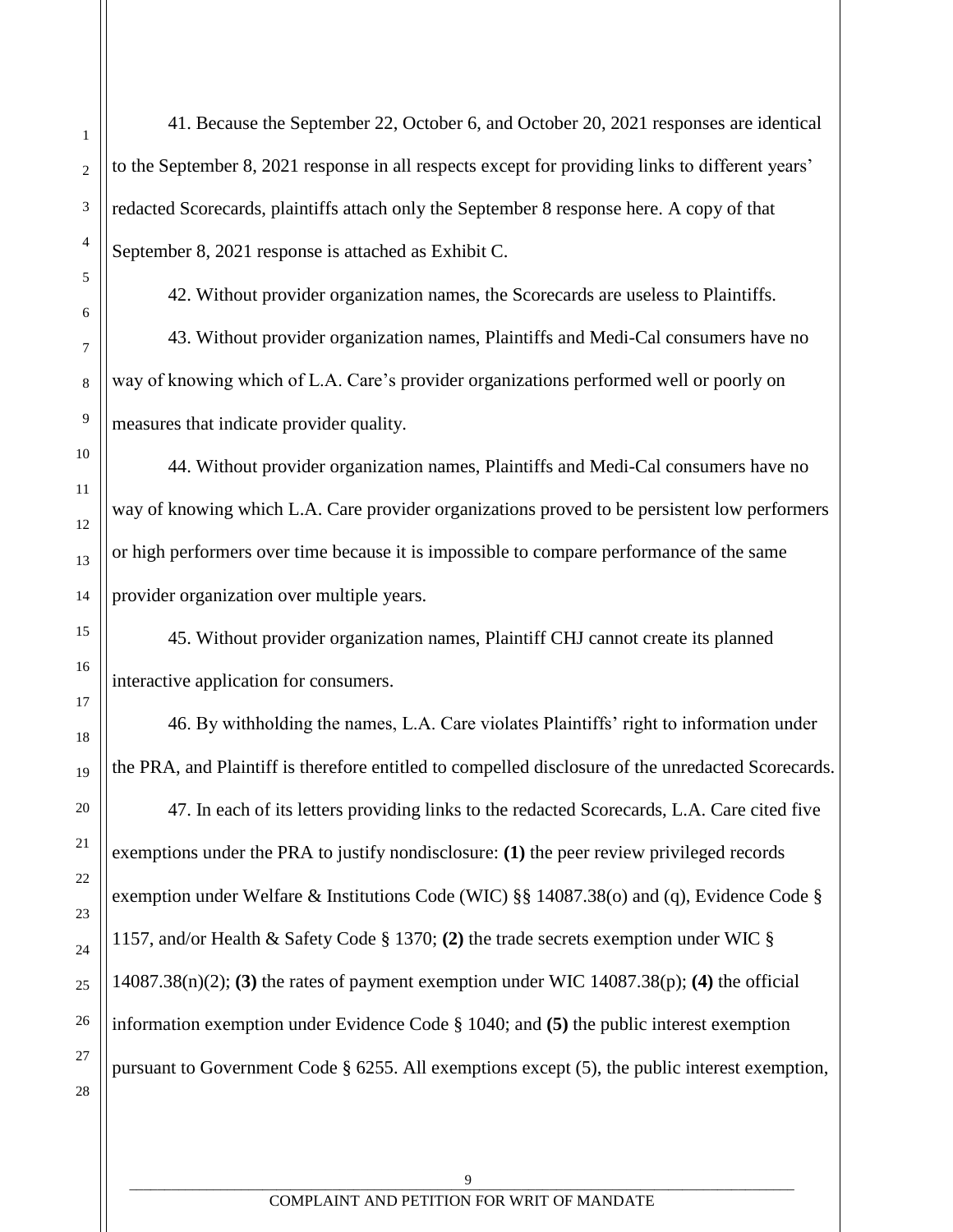41. Because the September 22, October 6, and October 20, 2021 responses are identical to the September 8, 2021 response in all respects except for providing links to different years' redacted Scorecards, plaintiffs attach only the September 8 response here. A copy of that September 8, 2021 response is attached as Exhibit C.

42. Without provider organization names, the Scorecards are useless to Plaintiffs.

43. Without provider organization names, Plaintiffs and Medi-Cal consumers have no way of knowing which of L.A. Care's provider organizations performed well or poorly on measures that indicate provider quality.

44. Without provider organization names, Plaintiffs and Medi-Cal consumers have no way of knowing which L.A. Care provider organizations proved to be persistent low performers or high performers over time because it is impossible to compare performance of the same provider organization over multiple years.

45. Without provider organization names, Plaintiff CHJ cannot create its planned interactive application for consumers.

46. By withholding the names, L.A. Care violates Plaintiffs' right to information under the PRA, and Plaintiff is therefore entitled to compelled disclosure of the unredacted Scorecards.

47. In each of its letters providing links to the redacted Scorecards, L.A. Care cited five exemptions under the PRA to justify nondisclosure: **(1)** the peer review privileged records exemption under Welfare & Institutions Code (WIC) §§ 14087.38(o) and (q), Evidence Code § 1157, and/or Health & Safety Code § 1370; **(2)** the trade secrets exemption under WIC § 14087.38(n)(2); **(3)** the rates of payment exemption under WIC 14087.38(p); **(4)** the official information exemption under Evidence Code § 1040; and **(5)** the public interest exemption pursuant to Government Code § 6255. All exemptions except (5), the public interest exemption,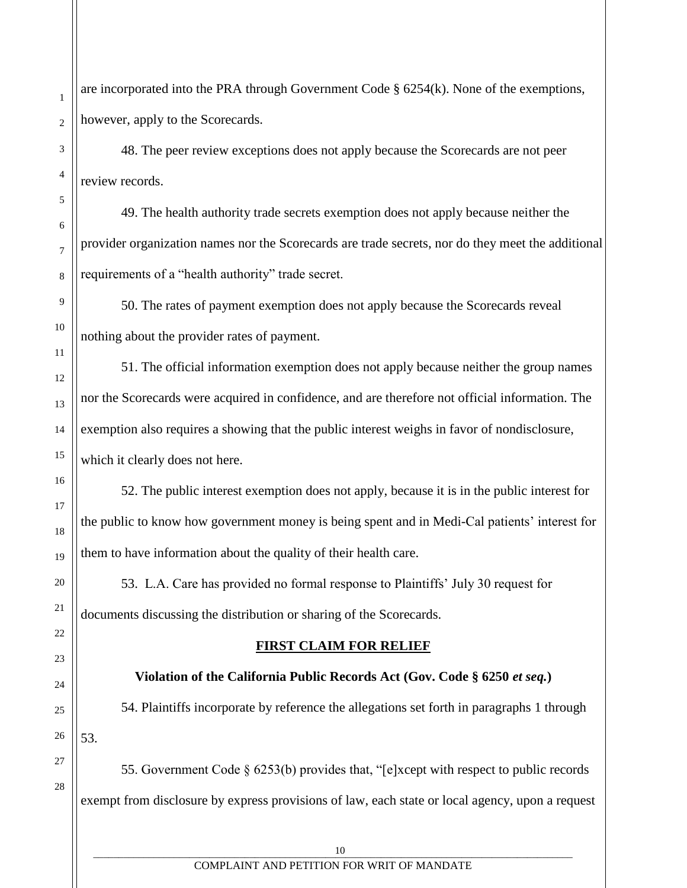are incorporated into the PRA through Government Code § 6254(k). None of the exemptions, however, apply to the Scorecards.

48. The peer review exceptions does not apply because the Scorecards are not peer review records.

49. The health authority trade secrets exemption does not apply because neither the provider organization names nor the Scorecards are trade secrets, nor do they meet the additional requirements of a "health authority" trade secret.

50. The rates of payment exemption does not apply because the Scorecards reveal nothing about the provider rates of payment.

51. The official information exemption does not apply because neither the group names nor the Scorecards were acquired in confidence, and are therefore not official information. The exemption also requires a showing that the public interest weighs in favor of nondisclosure, which it clearly does not here.

52. The public interest exemption does not apply, because it is in the public interest for the public to know how government money is being spent and in Medi-Cal patients' interest for them to have information about the quality of their health care.

53. L.A. Care has provided no formal response to Plaintiffs' July 30 request for documents discussing the distribution or sharing of the Scorecards.

## FIRST CLAIM FOR RELIEF

### Violation of the California Public Records Act (Gov. Code § 6250 *et seq.*)

54. Plaintiffs incorporate by reference the allegations set forth in paragraphs 1 through 53.

55. Government Code § 6253(b) provides that, "[e]xcept with respect to public records exempt from disclosure by express provisions of law, each state or local agency, upon a request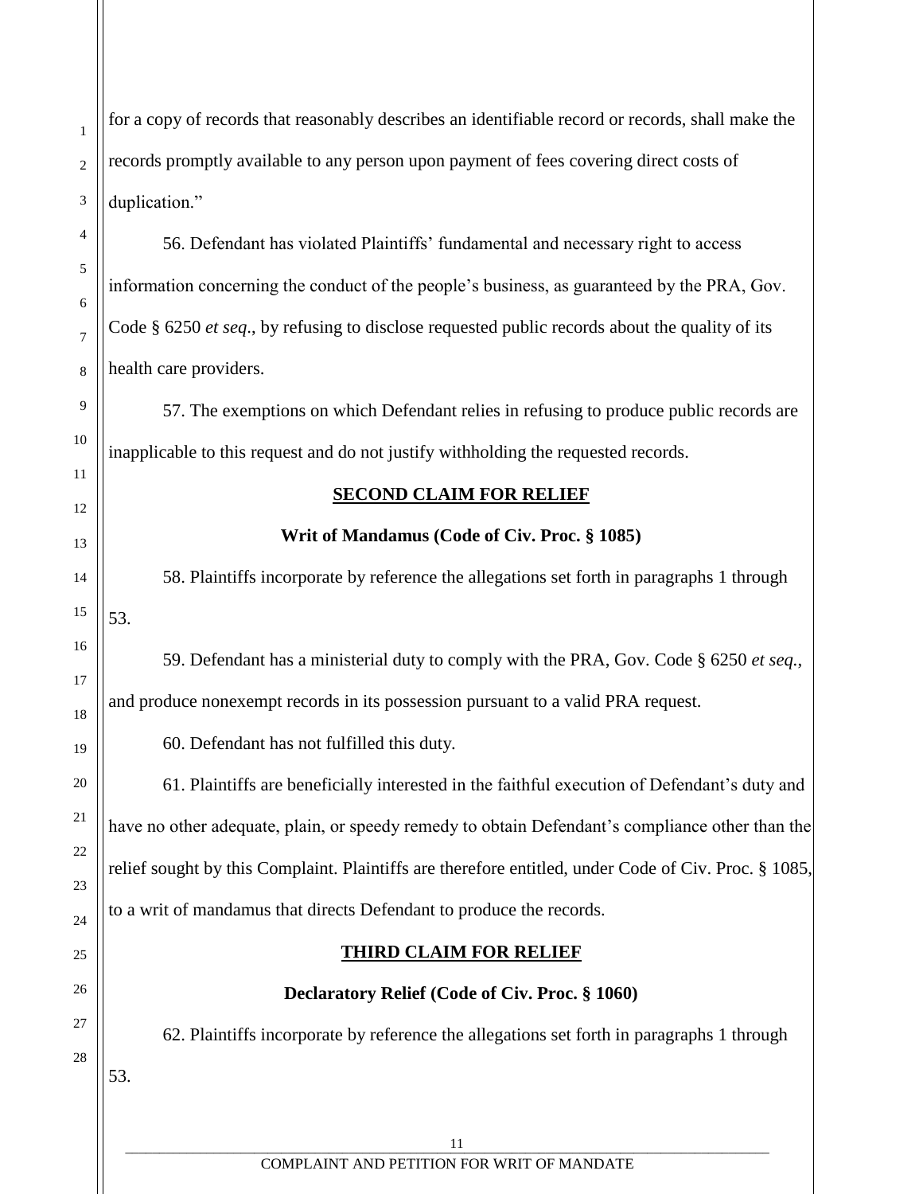for a copy of records that reasonably describes an identifiable record or records, shall make the records promptly available to any person upon payment of fees covering direct costs of duplication."

56. Defendant has violated Plaintiffs' fundamental and necessary right to access information concerning the conduct of the people's business, as guaranteed by the PRA, Gov. Code § 6250 *et seq.*, by refusing to disclose requested public records about the quality of its health care providers.

57. The exemptions on which Defendant relies in refusing to produce public records are inapplicable to this request and do not justify withholding the requested records.

**SECOND CLAIM FOR RELIEF**

**Writ of Mandamus (Code of Civ. Proc. § 1085)**

58. Plaintiffs incorporate by reference the allegations set forth in paragraphs 1 through 53.

59. Defendant has a ministerial duty to comply with the PRA, Gov. Code § 6250 *et seq.*, and produce nonexempt records in its possession pursuant to a valid PRA request.

60. Defendant has not fulfilled this duty.

61. Plaintiffs are beneficially interested in the faithful execution of Defendant's duty and have no other adequate, plain, or speedy remedy to obtain Defendant's compliance other than the relief sought by this Complaint. Plaintiffs are therefore entitled, under Code of Civ. Proc. § 1085, to a writ of mandamus that directs Defendant to produce the records.

**THIRD CLAIM FOR RELIEF**

**Declaratory Relief (Code of Civ. Proc. § 1060)**

62. Plaintiffs incorporate by reference the allegations set forth in paragraphs 1 through 53.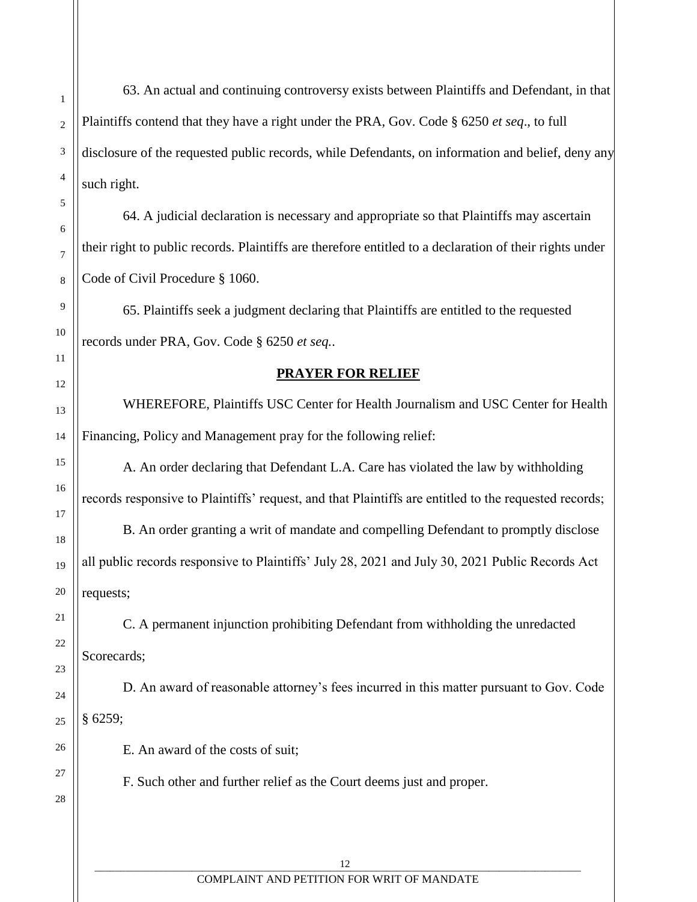63. An actual and continuing controversy exists between Plaintiffs and Defendant, in that Plaintiffs contend that they have a right under the PRA, Gov. Code § 6250 *et seq*., to full disclosure of the requested public records, while Defendants, on information and belief, deny any such right.

64. A judicial declaration is necessary and appropriate so that Plaintiffs may ascertain their right to public records. Plaintiffs are therefore entitled to a declaration of their rights under Code of Civil Procedure § 1060.

65. Plaintiffs seek a judgment declaring that Plaintiffs are entitled to the requested records under PRA, Gov. Code § 6250 *et seq.*.

## **PRAYER FOR RELIEF**

WHEREFORE, Plaintiffs USC Center for Health Journalism and USC Center for Health Financing, Policy and Management pray for the following relief:

A. An order declaring that Defendant L.A. Care has violated the law by withholding records responsive to Plaintiffs' request, and that Plaintiffs are entitled to the requested records;

B. An order granting a writ of mandate and compelling Defendant to promptly disclose all public records responsive to Plaintiffs' July 28, 2021 and July 30, 2021 Public Records Act requests;

C. A permanent injunction prohibiting Defendant from withholding the unredacted Scorecards;

D. An award of reasonable attorney's fees incurred in this matter pursuant to Gov. Code § 6259;

E. An award of the costs of suit;

F. Such other and further relief as the Court deems just and proper.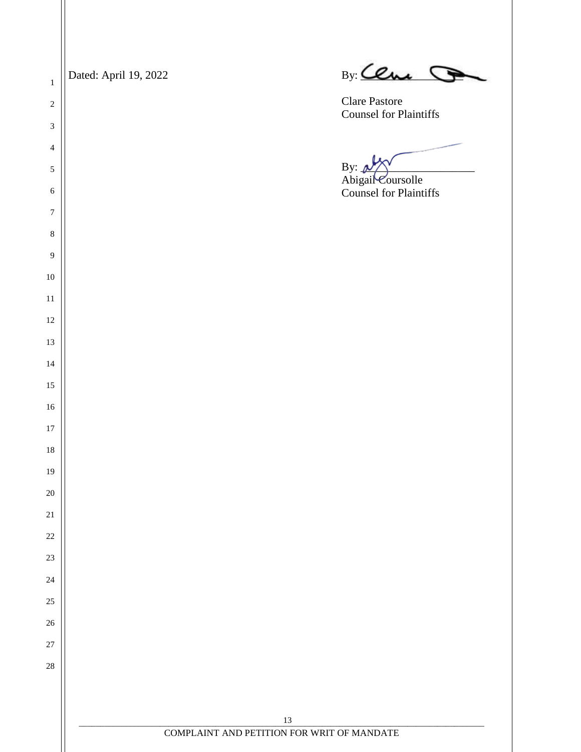Dated: April 19, 2022

By: ______________________

Clare Pastore
Counsel for Plaintiffs

By: ______________________

Abigail Coursolle
Counsel for Plaintiffs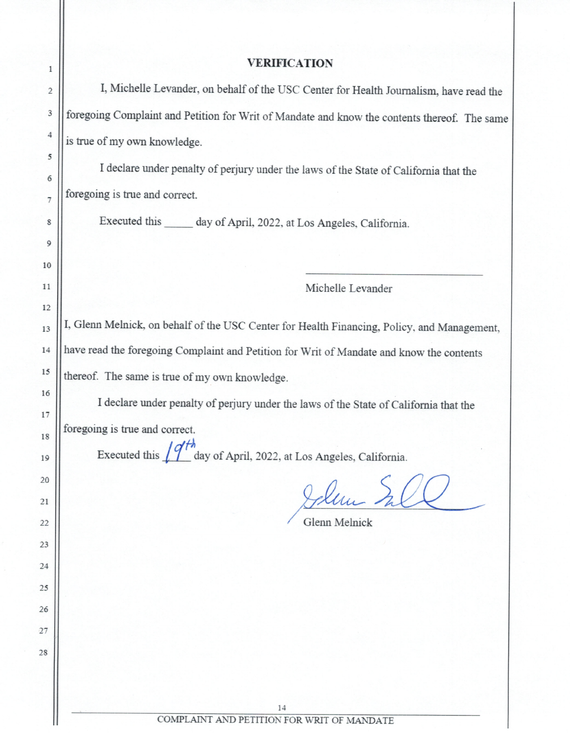## VERIFICATION

I, Michelle Levander, on behalf of the USC Center for Health Journalism, have read the foregoing Complaint and Petition for Writ of Mandate and know the contents thereof. The same is true of my own knowledge.

I declare under penalty of perjury under the laws of the State of California that the foregoing is true and correct.

Executed this _____ day of April, 2022, at Los Angeles, California.

\_\_\_\_\_\_\_\_\_\_\_\_\_\_\_\_\_\_\_\_\_\_\_\_\_\_\_\_\_\_\_\_\_\_\_\_
Michelle Levander

I, Glenn Melnick, on behalf of the USC Center for Health Financing, Policy, and Management, have read the foregoing Complaint and Petition for Writ of Mandate and know the contents thereof. The same is true of my own knowledge.

I declare under penalty of perjury under the laws of the State of California that the foregoing is true and correct.

Executed this 19th day of April, 2022, at Los Angeles, California.

Glenn Melnick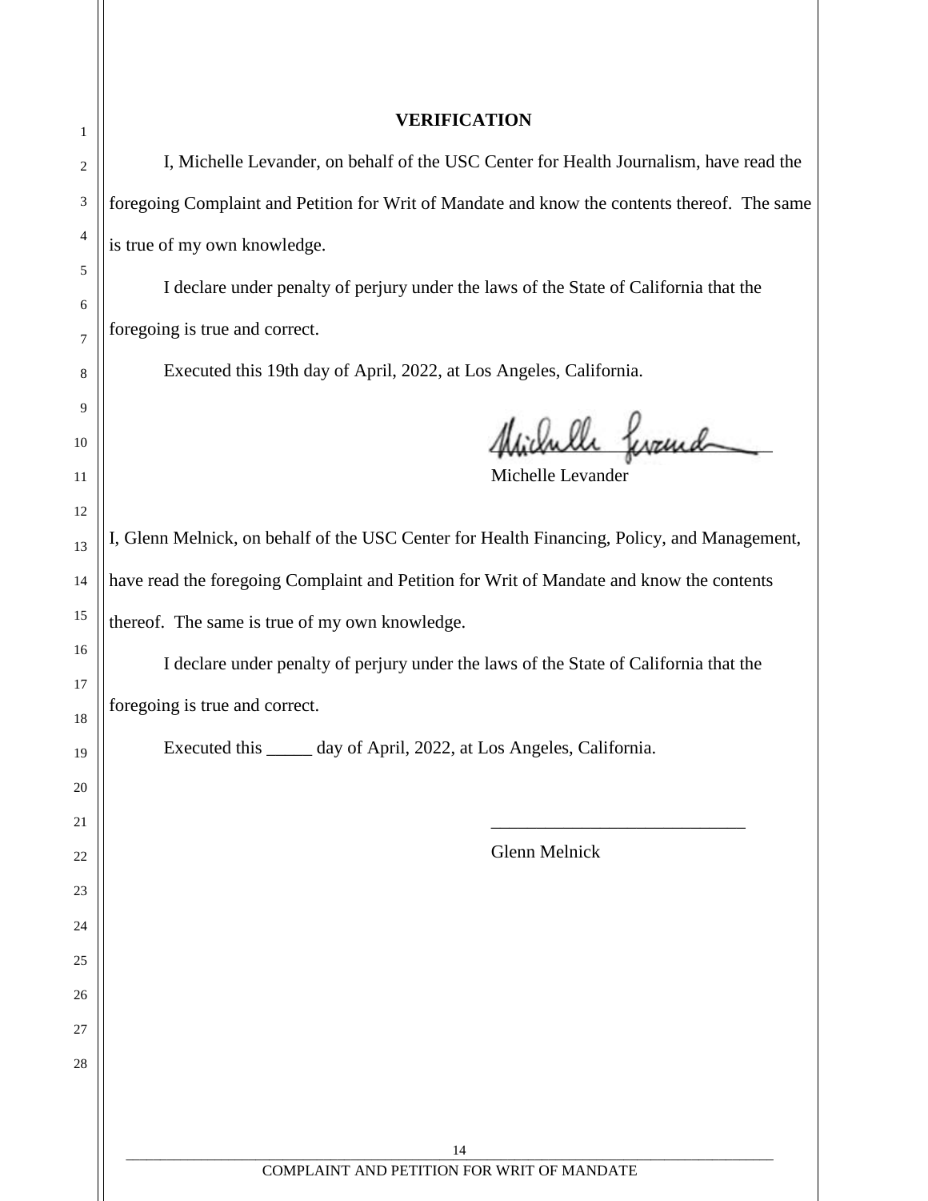## VERIFICATION

I, Michelle Levander, on behalf of the USC Center for Health Journalism, have read the foregoing Complaint and Petition for Writ of Mandate and know the contents thereof. The same is true of my own knowledge.

I declare under penalty of perjury under the laws of the State of California that the foregoing is true and correct.

Executed this 19th day of April, 2022, at Los Angeles, California.

Michelle Levander

I, Glenn Melnick, on behalf of the USC Center for Health Financing, Policy, and Management, have read the foregoing Complaint and Petition for Writ of Mandate and know the contents thereof. The same is true of my own knowledge.

I declare under penalty of perjury under the laws of the State of California that the foregoing is true and correct.

Executed this _____ day of April, 2022, at Los Angeles, California.

____________________________

Glenn Melnick